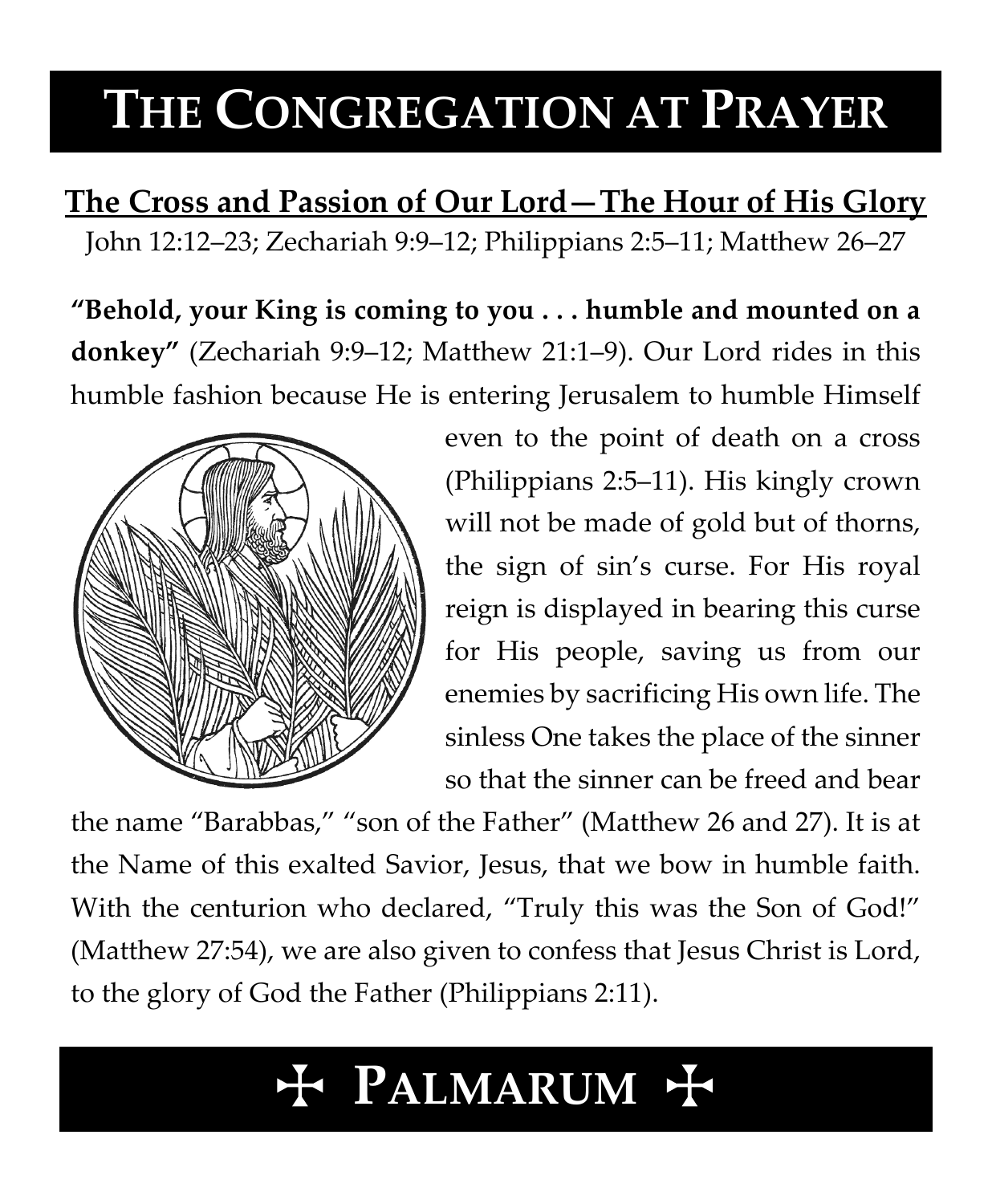# THE CONGREGATION AT PRAYER

## The Cross and Passion of Our Lord—The Hour of His Glory

John 12:12–23; Zechariah 9:9–12; Philippians 2:5–11; Matthew 26–27

**"Behold, your King is coming to you . . . humble and mounted on a donkey"** (Zechariah 9:9–12; Matthew 21:1–9). Our Lord rides in this humble fashion because He is entering Jerusalem to humble Himself even to the point of death on a cross (Philippians 2:5–11). His kingly crown will not be made of gold but of thorns, the sign of sin's curse. For His royal reign is displayed in bearing this curse for His people, saving us from our enemies by sacrificing His own life. The sinless One takes the place of the sinner so that the sinner can be freed and bear the name "Barabbas," "son of the Father" (Matthew 26 and 27). It is at the Name of this exalted Savior, Jesus, that we bow in humble faith. With the centurion who declared, "Truly this was the Son of God!" (Matthew 27:54), we are also given to confess that Jesus Christ is Lord, to the glory of God the Father (Philippians 2:11).

# ✠ PALMARUM ✠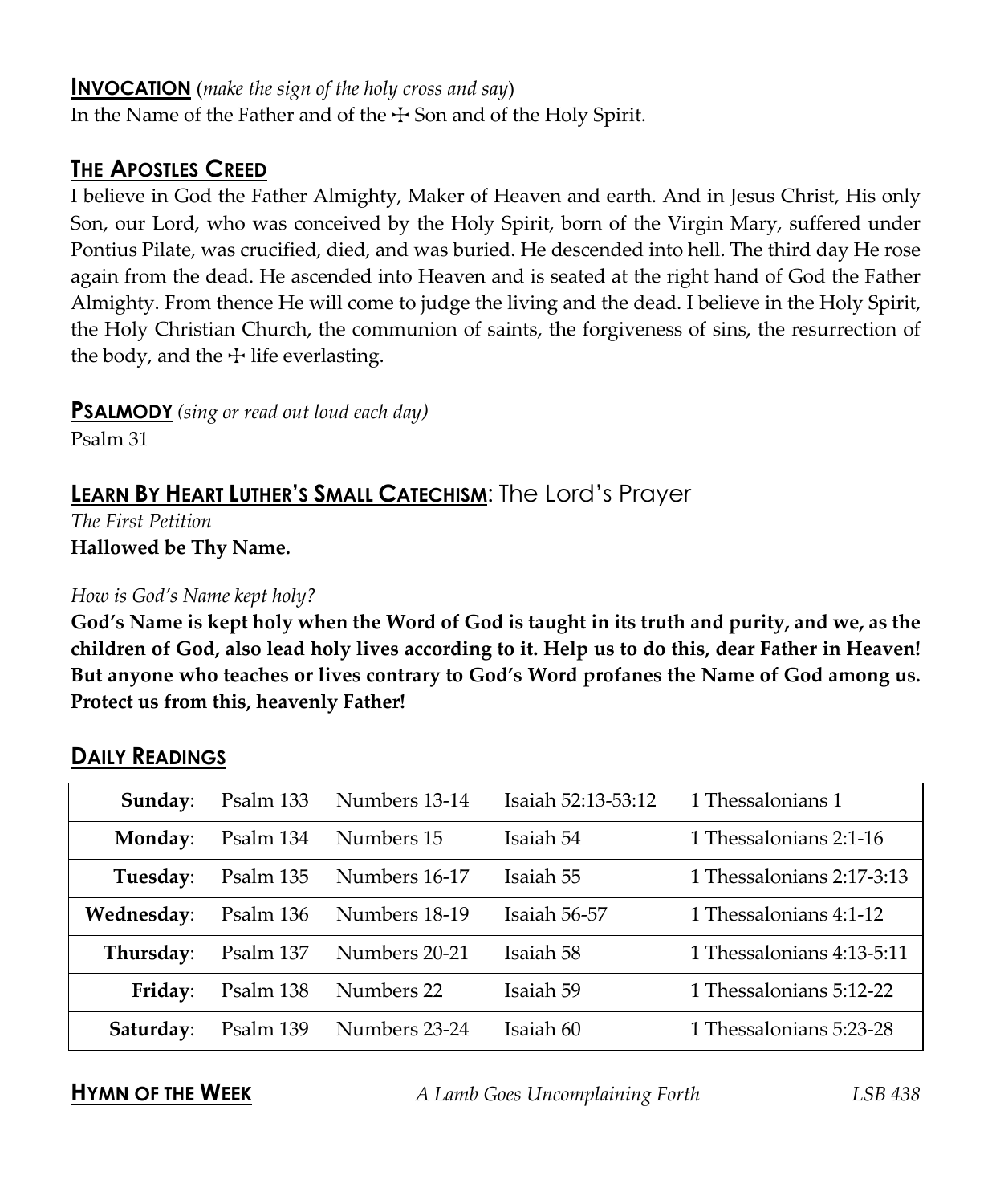## **INVOCATION** (*make the sign of the holy cross and say*)

In the Name of the Father and of the ☩ Son and of the Holy Spirit.

## **THE APOSTLES CREED**

I believe in God the Father Almighty, Maker of Heaven and earth. And in Jesus Christ, His only Son, our Lord, who was conceived by the Holy Spirit, born of the Virgin Mary, suffered under Pontius Pilate, was crucified, died, and was buried. He descended into hell. The third day He rose again from the dead. He ascended into Heaven and is seated at the right hand of God the Father Almighty. From thence He will come to judge the living and the dead. I believe in the Holy Spirit, the Holy Christian Church, the communion of saints, the forgiveness of sins, the resurrection of the body, and the ☩ life everlasting.

## **PSALMODY** *(sing or read out loud each day)*

Psalm 31

## **LEARN BY HEART LUTHER'S SMALL CATECHISM**: The Lord's Prayer

*The First Petition*

**Hallowed be Thy Name.**

*How is God's Name kept holy?*

**God's Name is kept holy when the Word of God is taught in its truth and purity, and we, as the children of God, also lead holy lives according to it. Help us to do this, dear Father in Heaven! But anyone who teaches or lives contrary to God's Word profanes the Name of God among us. Protect us from this, heavenly Father!**

## **DAILY READINGS**

| | | | | |
|---|---|---|---|---|
| **Sunday**: | Psalm 133 | Numbers 13-14 | Isaiah 52:13-53:12 | 1 Thessalonians 1 |
| **Monday**: | Psalm 134 | Numbers 15 | Isaiah 54 | 1 Thessalonians 2:1-16 |
| **Tuesday**: | Psalm 135 | Numbers 16-17 | Isaiah 55 | 1 Thessalonians 2:17-3:13 |
| **Wednesday**: | Psalm 136 | Numbers 18-19 | Isaiah 56-57 | 1 Thessalonians 4:1-12 |
| **Thursday**: | Psalm 137 | Numbers 20-21 | Isaiah 58 | 1 Thessalonians 4:13-5:11 |
| **Friday**: | Psalm 138 | Numbers 22 | Isaiah 59 | 1 Thessalonians 5:12-22 |
| **Saturday**: | Psalm 139 | Numbers 23-24 | Isaiah 60 | 1 Thessalonians 5:23-28 |

## **HYMN OF THE WEEK**

*A Lamb Goes Uncomplaining Forth* — *LSB 438*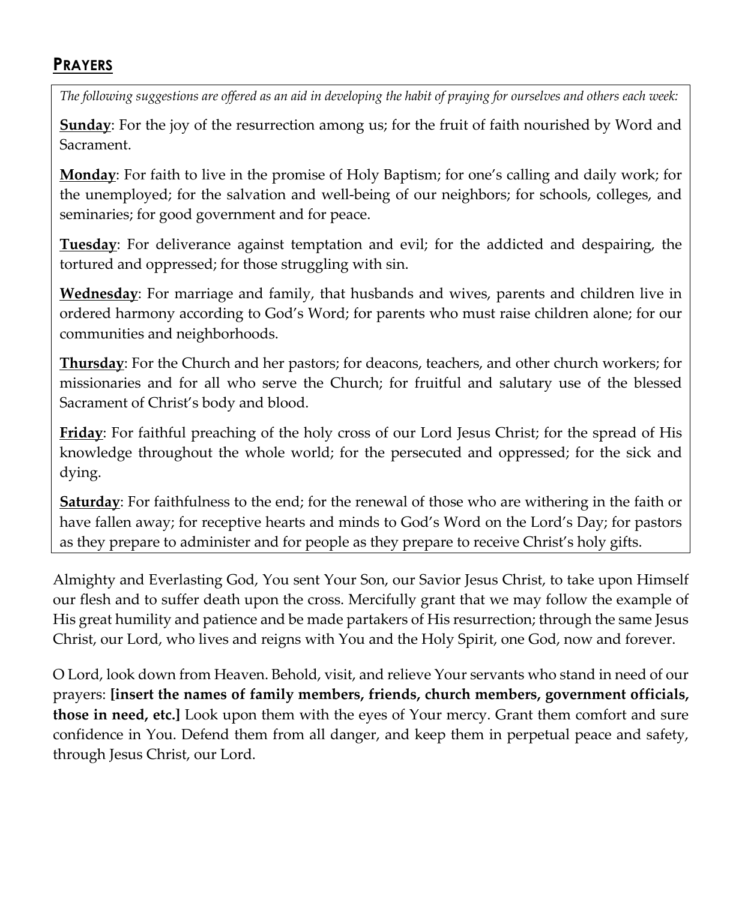## PRAYERS

*The following suggestions are offered as an aid in developing the habit of praying for ourselves and others each week:*

**Sunday**: For the joy of the resurrection among us; for the fruit of faith nourished by Word and Sacrament.

**Monday**: For faith to live in the promise of Holy Baptism; for one's calling and daily work; for the unemployed; for the salvation and well-being of our neighbors; for schools, colleges, and seminaries; for good government and for peace.

**Tuesday**: For deliverance against temptation and evil; for the addicted and despairing, the tortured and oppressed; for those struggling with sin.

**Wednesday**: For marriage and family, that husbands and wives, parents and children live in ordered harmony according to God's Word; for parents who must raise children alone; for our communities and neighborhoods.

**Thursday**: For the Church and her pastors; for deacons, teachers, and other church workers; for missionaries and for all who serve the Church; for fruitful and salutary use of the blessed Sacrament of Christ's body and blood.

**Friday**: For faithful preaching of the holy cross of our Lord Jesus Christ; for the spread of His knowledge throughout the whole world; for the persecuted and oppressed; for the sick and dying.

**Saturday**: For faithfulness to the end; for the renewal of those who are withering in the faith or have fallen away; for receptive hearts and minds to God's Word on the Lord's Day; for pastors as they prepare to administer and for people as they prepare to receive Christ's holy gifts.

Almighty and Everlasting God, You sent Your Son, our Savior Jesus Christ, to take upon Himself our flesh and to suffer death upon the cross. Mercifully grant that we may follow the example of His great humility and patience and be made partakers of His resurrection; through the same Jesus Christ, our Lord, who lives and reigns with You and the Holy Spirit, one God, now and forever.

O Lord, look down from Heaven. Behold, visit, and relieve Your servants who stand in need of our prayers: **[insert the names of family members, friends, church members, government officials, those in need, etc.]** Look upon them with the eyes of Your mercy. Grant them comfort and sure confidence in You. Defend them from all danger, and keep them in perpetual peace and safety, through Jesus Christ, our Lord.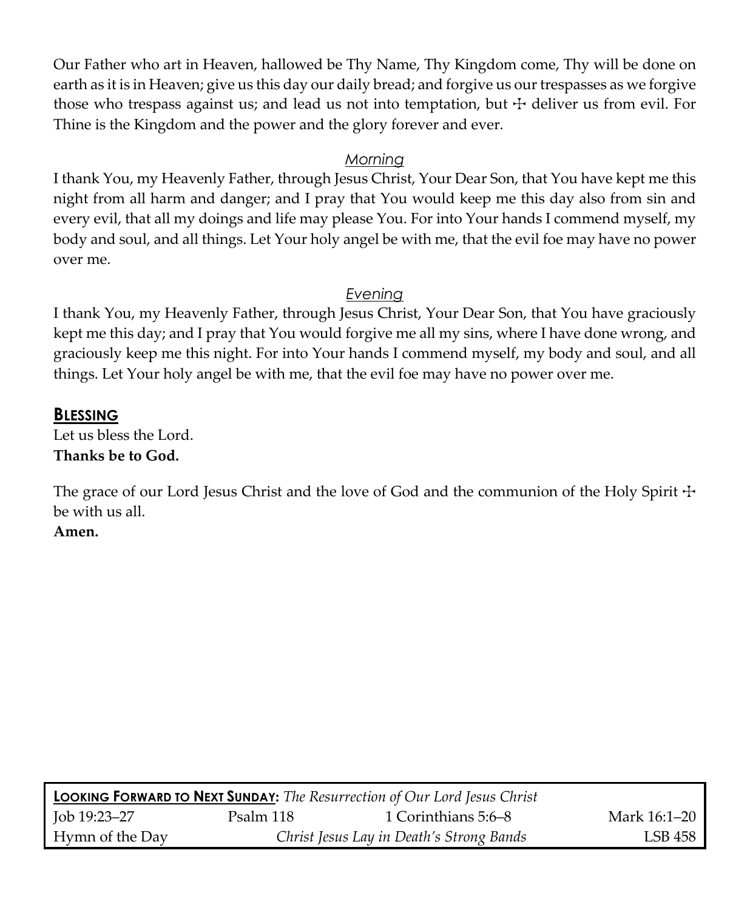Our Father who art in Heaven, hallowed be Thy Name, Thy Kingdom come, Thy will be done on earth as it is in Heaven; give us this day our daily bread; and forgive us our trespasses as we forgive those who trespass against us; and lead us not into temptation, but ☩ deliver us from evil. For Thine is the Kingdom and the power and the glory forever and ever.

*Morning*

I thank You, my Heavenly Father, through Jesus Christ, Your Dear Son, that You have kept me this night from all harm and danger; and I pray that You would keep me this day also from sin and every evil, that all my doings and life may please You. For into Your hands I commend myself, my body and soul, and all things. Let Your holy angel be with me, that the evil foe may have no power over me.

*Evening*

I thank You, my Heavenly Father, through Jesus Christ, Your Dear Son, that You have graciously kept me this day; and I pray that You would forgive me all my sins, where I have done wrong, and graciously keep me this night. For into Your hands I commend myself, my body and soul, and all things. Let Your holy angel be with me, that the evil foe may have no power over me.

## Blessing

Let us bless the Lord.
**Thanks be to God.**

The grace of our Lord Jesus Christ and the love of God and the communion of the Holy Spirit ☩ be with us all.
**Amen.**

| **Looking Forward to Next Sunday:** *The Resurrection of Our Lord Jesus Christ* | | | |
|---|---|---|---|
| Job 19:23–27 | Psalm 118 | 1 Corinthians 5:6–8 | Mark 16:1–20 |
| Hymn of the Day | *Christ Jesus Lay in Death's Strong Bands* | | LSB 458 |